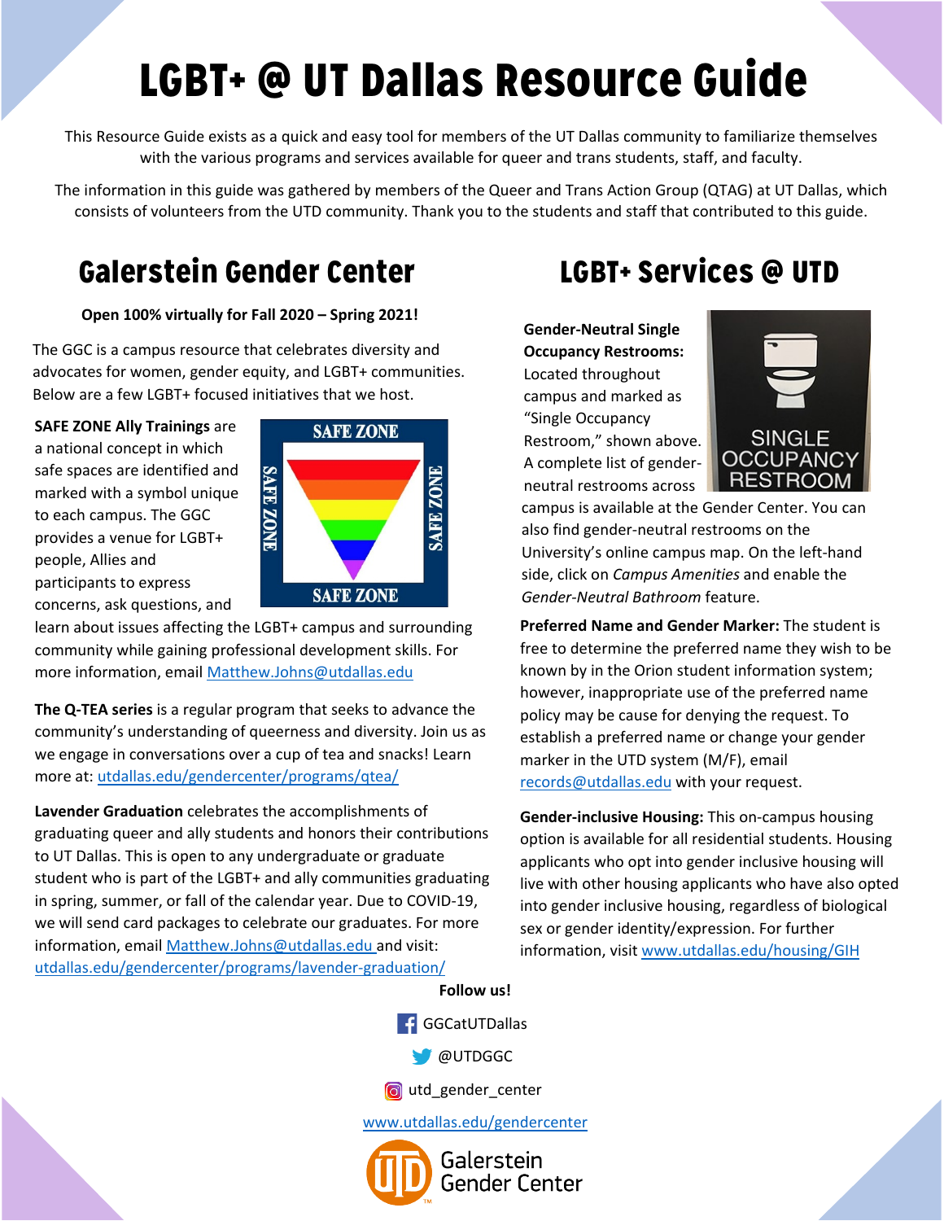# LGBT+ @ UT Dallas Resource Guide

This Resource Guide exists as a quick and easy tool for members of the UT Dallas community to familiarize themselves with the various programs and services available for queer and trans students, staff, and faculty.

The information in this guide was gathered by members of the Queer and Trans Action Group (QTAG) at UT Dallas, which consists of volunteers from the UTD community. Thank you to the students and staff that contributed to this guide.

## Galerstein Gender Center

**Open 100% virtually for Fall 2020 – Spring 2021!**

The GGC is a campus resource that celebrates diversity and advocates for women, gender equity, and LGBT+ communities. Below are a few LGBT+ focused initiatives that we host.

**SAFE ZONE Ally Trainings** are a national concept in which safe spaces are identified and marked with a symbol unique to each campus. The GGC provides a venue for LGBT+ people, Allies and participants to express concerns, ask questions, and learn about issues affecting the LGBT+ campus and surrounding community while gaining professional development skills. For more information, email Matthew.Johns@utdallas.edu

**The Q-TEA series** is a regular program that seeks to advance the community's understanding of queerness and diversity. Join us as we engage in conversations over a cup of tea and snacks! Learn more at: utdallas.edu/gendercenter/programs/qtea/

**Lavender Graduation** celebrates the accomplishments of graduating queer and ally students and honors their contributions to UT Dallas. This is open to any undergraduate or graduate student who is part of the LGBT+ and ally communities graduating in spring, summer, or fall of the calendar year. Due to COVID-19, we will send card packages to celebrate our graduates. For more information, email Matthew.Johns@utdallas.edu and visit: utdallas.edu/gendercenter/programs/lavender-graduation/

## LGBT+ Services @ UTD

**Gender-Neutral Single Occupancy Restrooms:** Located throughout campus and marked as "Single Occupancy Restroom," shown above. A complete list of gender-neutral restrooms across campus is available at the Gender Center. You can also find gender-neutral restrooms on the University's online campus map. On the left-hand side, click on *Campus Amenities* and enable the *Gender-Neutral Bathroom* feature.

**Preferred Name and Gender Marker:** The student is free to determine the preferred name they wish to be known by in the Orion student information system; however, inappropriate use of the preferred name policy may be cause for denying the request. To establish a preferred name or change your gender marker in the UTD system (M/F), email records@utdallas.edu with your request.

**Gender-inclusive Housing:** This on-campus housing option is available for all residential students. Housing applicants who opt into gender inclusive housing will live with other housing applicants who have also opted into gender inclusive housing, regardless of biological sex or gender identity/expression. For further information, visit www.utdallas.edu/housing/GIH

**Follow us!**

GGCatUTDallas

@UTDGGC

utd_gender_center

www.utdallas.edu/gendercenter

Galerstein Gender Center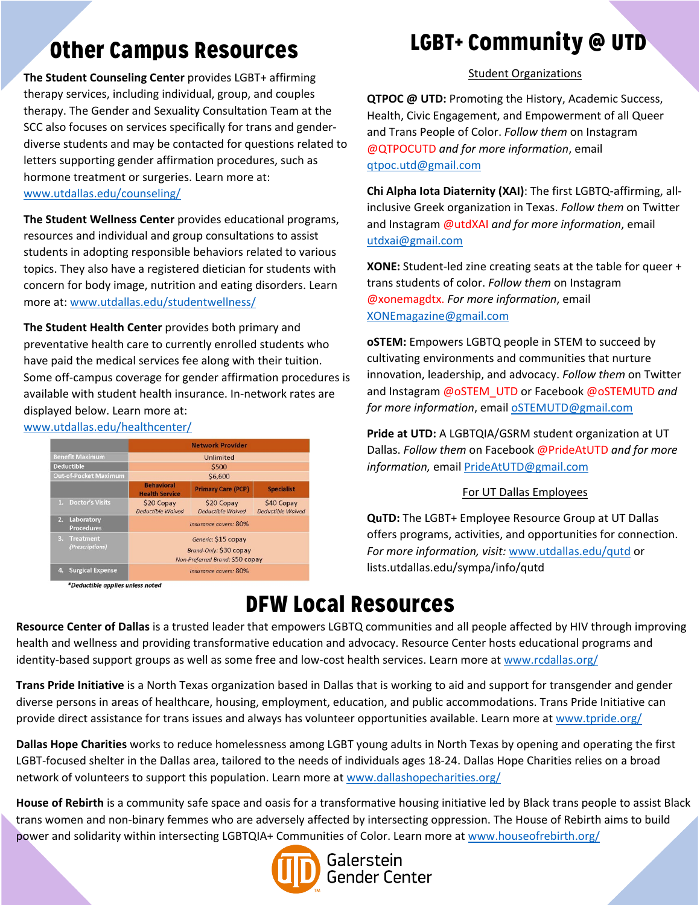# Other Campus Resources

**The Student Counseling Center** provides LGBT+ affirming therapy services, including individual, group, and couples therapy. The Gender and Sexuality Consultation Team at the SCC also focuses on services specifically for trans and gender-diverse students and may be contacted for questions related to letters supporting gender affirmation procedures, such as hormone treatment or surgeries. Learn more at: www.utdallas.edu/counseling/

**The Student Wellness Center** provides educational programs, resources and individual and group consultations to assist students in adopting responsible behaviors related to various topics. They also have a registered dietician for students with concern for body image, nutrition and eating disorders. Learn more at: www.utdallas.edu/studentwellness/

**The Student Health Center** provides both primary and preventative health care to currently enrolled students who have paid the medical services fee along with their tuition. Some off-campus coverage for gender affirmation procedures is available with student health insurance. In-network rates are displayed below. Learn more at: www.utdallas.edu/healthcenter/

| | Network Provider | | |
|---|---|---|---|
| Benefit Maximum | Unlimited | | |
| Deductible | $500 | | |
| Out-of-Pocket Maximum | $6,600 | | |
| | Behavioral Health Service | Primary Care (PCP) | Specialist |
| 1. Doctor's Visits | $20 Copay *Deductible Waived* | $20 Copay *Deductible Waived* | $40 Copay *Deductible Waived* |
| 2. Laboratory Procedures | *Insurance covers: 80%* | | |
| 3. Treatment *(Prescriptions)* | *Generic:* $15 copay<br>*Brand-Only:* $30 copay<br>*Non-Preferred Brand:* $50 copay | | |
| 4. Surgical Expense | *Insurance covers: 80%* | | |

***Deductible applies unless noted**

# LGBT+ Community @ UTD

## Student Organizations

**QTPOC @ UTD:** Promoting the History, Academic Success, Health, Civic Engagement, and Empowerment of all Queer and Trans People of Color. *Follow them* on Instagram @QTPOCUTD *and for more information*, email qtpoc.utd@gmail.com

**Chi Alpha Iota Diaternity (XAI)**: The first LGBTQ-affirming, all-inclusive Greek organization in Texas. *Follow them* on Twitter and Instagram @utdXAI *and for more information*, email utdxai@gmail.com

**XONE:** Student-led zine creating seats at the table for queer + trans students of color. *Follow them* on Instagram @xonemagdtx. *For more information*, email XONEmagazine@gmail.com

**oSTEM:** Empowers LGBTQ people in STEM to succeed by cultivating environments and communities that nurture innovation, leadership, and advocacy. *Follow them* on Twitter and Instagram @oSTEM_UTD or Facebook @oSTEMUTD *and for more information*, email oSTEMUTD@gmail.com

**Pride at UTD:** A LGBTQIA/GSRM student organization at UT Dallas. *Follow them* on Facebook @PrideAtUTD *and for more information,* email PrideAtUTD@gmail.com

## For UT Dallas Employees

**QuTD:** The LGBT+ Employee Resource Group at UT Dallas offers programs, activities, and opportunities for connection. *For more information, visit:* www.utdallas.edu/qutd or lists.utdallas.edu/sympa/info/qutd

# DFW Local Resources

**Resource Center of Dallas** is a trusted leader that empowers LGBTQ communities and all people affected by HIV through improving health and wellness and providing transformative education and advocacy. Resource Center hosts educational programs and identity-based support groups as well as some free and low-cost health services. Learn more at www.rcdallas.org/

**Trans Pride Initiative** is a North Texas organization based in Dallas that is working to aid and support for transgender and gender diverse persons in areas of healthcare, housing, employment, education, and public accommodations. Trans Pride Initiative can provide direct assistance for trans issues and always has volunteer opportunities available. Learn more at www.tpride.org/

**Dallas Hope Charities** works to reduce homelessness among LGBT young adults in North Texas by opening and operating the first LGBT-focused shelter in the Dallas area, tailored to the needs of individuals ages 18-24. Dallas Hope Charities relies on a broad network of volunteers to support this population. Learn more at www.dallashopecharities.org/

**House of Rebirth** is a community safe space and oasis for a transformative housing initiative led by Black trans people to assist Black trans women and non-binary femmes who are adversely affected by intersecting oppression. The House of Rebirth aims to build power and solidarity within intersecting LGBTQIA+ Communities of Color. Learn more at www.houseofrebirth.org/

Galerstein Gender Center